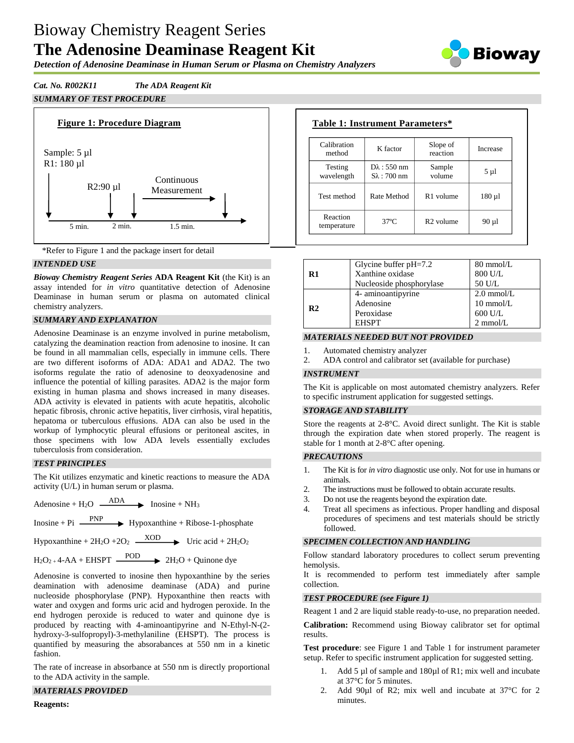# Bioway Chemistry Reagent Series

# The Adenosine Deaminase Reagent Kit

***Detection of Adenosine Deaminase in Human Serum or Plasma on Chemistry Analyzers***

*Cat. No. R002K11* *The ADA Reagent Kit*

## *SUMMARY OF TEST PROCEDURE*

**Figure 1: Procedure Diagram**

Sample: 5 µl
R1: 180 µl

R2:90 µl

Continuous Measurement

5 min. 2 min. 1.5 min.

*Refer to Figure 1 and the package insert for detail

**Table 1: Instrument Parameters***

| Calibration method | K factor | Slope of reaction | Increase |
|---|---|---|---|
| Testing wavelength | Dλ : 550 nm<br>Sλ : 700 nm | Sample volume | 5 µl |
| Test method | Rate Method | R1 volume | 180 µl |
| Reaction temperature | 37°C | R2 volume | 90 µl |

## *INTENDED USE*

***Bioway Chemistry Reagent Series* ADA Reagent Kit** (the Kit) is an assay intended for *in vitro* quantitative detection of Adenosine Deaminase in human serum or plasma on automated clinical chemistry analyzers.

## *SUMMARY AND EXPLANATION*

Adenosine Deaminase is an enzyme involved in purine metabolism, catalyzing the deamination reaction from adenosine to inosine. It can be found in all mammalian cells, especially in immune cells. There are two different isoforms of ADA: ADA1 and ADA2. The two isoforms regulate the ratio of adenosine to deoxyadenosine and influence the potential of killing parasites. ADA2 is the major form existing in human plasma and shows increased in many diseases. ADA activity is elevated in patients with acute hepatitis, alcoholic hepatic fibrosis, chronic active hepatitis, liver cirrhosis, viral hepatitis, hepatoma or tuberculous effusions. ADA can also be used in the workup of lymphocytic pleural effusions or peritoneal ascites, in those specimens with low ADA levels essentially excludes tuberculosis from consideration.

## *TEST PRINCIPLES*

The Kit utilizes enzymatic and kinetic reactions to measure the ADA activity (U/L) in human serum or plasma.

$$\text{Adenosine} + H_2O \xrightarrow{\text{ADA}} \text{Inosine} + NH_3$$

$$\text{Inosine} + \text{Pi} \xrightarrow{\text{PNP}} \text{Hypoxanthine} + \text{Ribose-1-phosphate}$$

$$\text{Hypoxanthine} + 2H_2O + 2O_2 \xrightarrow{\text{XOD}} \text{Uric acid} + 2H_2O_2$$

$$H_2O_2 + \text{4-AA} + \text{EHSPT} \xrightarrow{\text{POD}} 2H_2O + \text{Quinone dye}$$

Adenosine is converted to inosine then hypoxanthine by the series deamination with adenosine deaminase (ADA) and purine nucleoside phosphorylase (PNP). Hypoxanthine then reacts with water and oxygen and forms uric acid and hydrogen peroxide. In the end hydrogen peroxide is reduced to water and quinone dye is produced by reacting with 4-aminoantipyrine and N-Ethyl-N-(2-hydroxy-3-sulfopropyl)-3-methylaniline (EHSPT). The process is quantified by measuring the absorbances at 550 nm in a kinetic fashion.

The rate of increase in absorbance at 550 nm is directly proportional to the ADA activity in the sample.

## *MATERIALS PROVIDED*

**Reagents:**

| | | |
|---|---|---|
| **R1** | Glycine buffer pH=7.2<br>Xanthine oxidase<br>Nucleoside phosphorylase | 80 mmol/L<br>800 U/L<br>50 U/L |
| **R2** | 4- aminoantipyrine<br>Adenosine<br>Peroxidase<br>EHSPT | 2.0 mmol/L<br>10 mmol/L<br>600 U/L<br>2 mmol/L |

## *MATERIALS NEEDED BUT NOT PROVIDED*

1. Automated chemistry analyzer
2. ADA control and calibrator set (available for purchase)

## *INSTRUMENT*

The Kit is applicable on most automated chemistry analyzers. Refer to specific instrument application for suggested settings.

## *STORAGE AND STABILITY*

Store the reagents at 2-8°C. Avoid direct sunlight. The Kit is stable through the expiration date when stored properly. The reagent is stable for 1 month at 2-8°C after opening.

## *PRECAUTIONS*

1. The Kit is for *in vitro* diagnostic use only. Not for use in humans or animals.
2. The instructions must be followed to obtain accurate results.
3. Do not use the reagents beyond the expiration date.
4. Treat all specimens as infectious. Proper handling and disposal procedures of specimens and test materials should be strictly followed.

## *SPECIMEN COLLECTION AND HANDLING*

Follow standard laboratory procedures to collect serum preventing hemolysis.

It is recommended to perform test immediately after sample collection.

## *TEST PROCEDURE (see Figure 1)*

Reagent 1 and 2 are liquid stable ready-to-use, no preparation needed.

**Calibration:** Recommend using Bioway calibrator set for optimal results.

**Test procedure**: see Figure 1 and Table 1 for instrument parameter setup. Refer to specific instrument application for suggested setting.

1. Add 5 µl of sample and 180µl of R1; mix well and incubate at 37°C for 5 minutes.
2. Add 90µl of R2; mix well and incubate at 37°C for 2 minutes.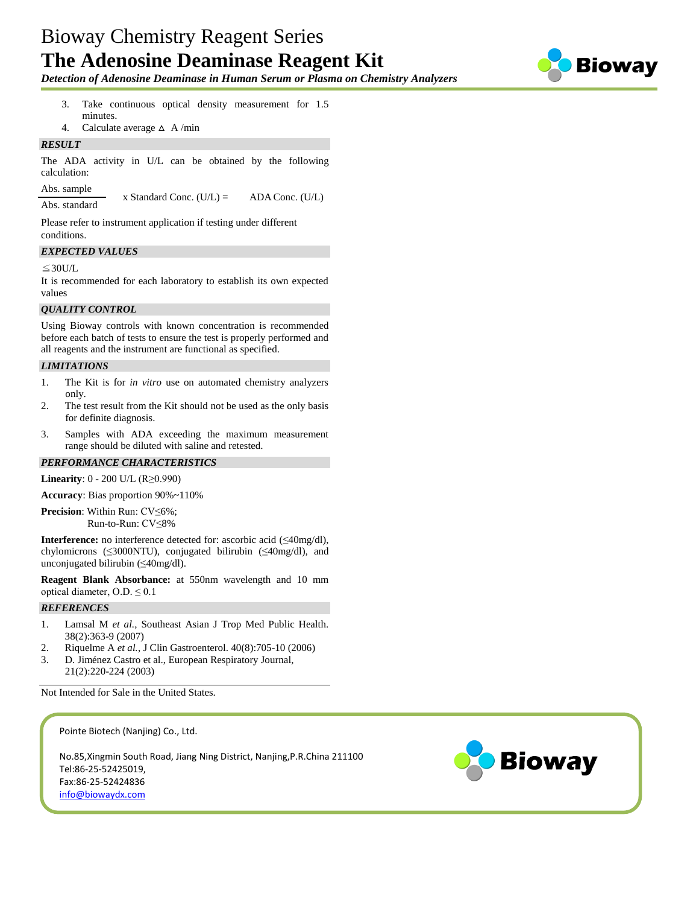3. Take continuous optical density measurement for 1.5 minutes.
4. Calculate average $\Delta$ A /min

## RESULT

The ADA activity in U/L can be obtained by the following calculation:

$$\frac{\text{Abs. sample}}{\text{Abs. standard}} \times \text{Standard Conc. (U/L)} = \text{ADA Conc. (U/L)}$$

Please refer to instrument application if testing under different conditions.

## EXPECTED VALUES

≦30U/L

It is recommended for each laboratory to establish its own expected values

## QUALITY CONTROL

Using Bioway controls with known concentration is recommended before each batch of tests to ensure the test is properly performed and all reagents and the instrument are functional as specified.

## LIMITATIONS

1. The Kit is for *in vitro* use on automated chemistry analyzers only.
2. The test result from the Kit should not be used as the only basis for definite diagnosis.
3. Samples with ADA exceeding the maximum measurement range should be diluted with saline and retested.

## PERFORMANCE CHARACTERISTICS

**Linearity**: 0 - 200 U/L (R≥0.990)

**Accuracy**: Bias proportion 90%~110%

**Precision**: Within Run: CV≤6%;
Run-to-Run: CV≤8%

**Interference:** no interference detected for: ascorbic acid (≤40mg/dl), chylomicrons (≤3000NTU), conjugated bilirubin (≤40mg/dl), and unconjugated bilirubin (≤40mg/dl).

**Reagent Blank Absorbance:** at 550nm wavelength and 10 mm optical diameter, O.D. ≤ 0.1

## REFERENCES

1. Lamsal M *et al.*, Southeast Asian J Trop Med Public Health. 38(2):363-9 (2007)
2. Riquelme A *et al.*, J Clin Gastroenterol. 40(8):705-10 (2006)
3. D. Jiménez Castro et al., European Respiratory Journal, 21(2):220-224 (2003)

Not Intended for Sale in the United States.

Pointe Biotech (Nanjing) Co., Ltd.

No.85,Xingmin South Road, Jiang Ning District, Nanjing,P.R.China 211100
Tel:86-25-52425019,
Fax:86-25-52424836
info@biowaydx.com